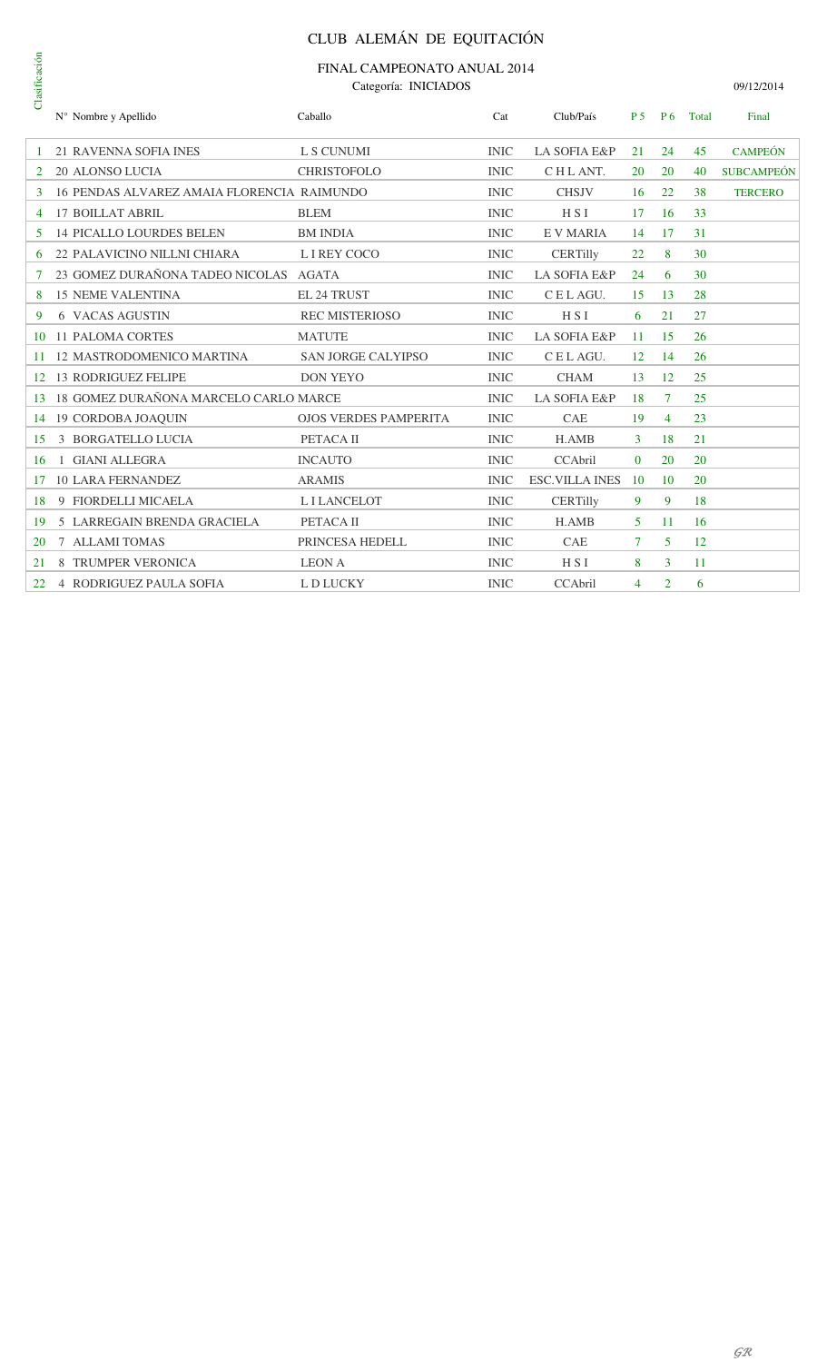# CLUB ALEMÁN DE EQUITACIÓN

## FINAL CAMPEONATO ANUAL 2014

Categoría: INICIADOS

09/12/2014

| Clasificación | N° Nombre y Apellido | Caballo | Cat | Club/País | P 5 | P 6 | Total | Final |
|---|---|---|---|---|---|---|---|---|
| 1 | 21 RAVENNA SOFIA INES | L S CUNUMI | INIC | LA SOFIA E&P | 21 | 24 | 45 | CAMPEÓN |
| 2 | 20 ALONSO LUCIA | CHRISTOFOLO | INIC | C H L ANT. | 20 | 20 | 40 | SUBCAMPEÓN |
| 3 | 16 PENDAS ALVAREZ AMAIA FLORENCIA | RAIMUNDO | INIC | CHSJV | 16 | 22 | 38 | TERCERO |
| 4 | 17 BOILLAT ABRIL | BLEM | INIC | H S I | 17 | 16 | 33 | |
| 5 | 14 PICALLO LOURDES BELEN | BM INDIA | INIC | E V MARIA | 14 | 17 | 31 | |
| 6 | 22 PALAVICINO NILLNI CHIARA | L I REY COCO | INIC | CERTilly | 22 | 8 | 30 | |
| 7 | 23 GOMEZ DURAÑONA TADEO NICOLAS | AGATA | INIC | LA SOFIA E&P | 24 | 6 | 30 | |
| 8 | 15 NEME VALENTINA | EL 24 TRUST | INIC | C E L AGU. | 15 | 13 | 28 | |
| 9 | 6 VACAS AGUSTIN | REC MISTERIOSO | INIC | H S I | 6 | 21 | 27 | |
| 10 | 11 PALOMA CORTES | MATUTE | INIC | LA SOFIA E&P | 11 | 15 | 26 | |
| 11 | 12 MASTRODOMENICO MARTINA | SAN JORGE CALYIPSO | INIC | C E L AGU. | 12 | 14 | 26 | |
| 12 | 13 RODRIGUEZ FELIPE | DON YEYO | INIC | CHAM | 13 | 12 | 25 | |
| 13 | 18 GOMEZ DURAÑONA MARCELO CARLO | MARCE | INIC | LA SOFIA E&P | 18 | 7 | 25 | |
| 14 | 19 CORDOBA JOAQUIN | OJOS VERDES PAMPERITA | INIC | CAE | 19 | 4 | 23 | |
| 15 | 3 BORGATELLO LUCIA | PETACA II | INIC | H.AMB | 3 | 18 | 21 | |
| 16 | 1 GIANI ALLEGRA | INCAUTO | INIC | CCAbril | 0 | 20 | 20 | |
| 17 | 10 LARA FERNANDEZ | ARAMIS | INIC | ESC.VILLA INES | 10 | 10 | 20 | |
| 18 | 9 FIORDELLI MICAELA | L I LANCELOT | INIC | CERTilly | 9 | 9 | 18 | |
| 19 | 5 LARREGAIN BRENDA GRACIELA | PETACA II | INIC | H.AMB | 5 | 11 | 16 | |
| 20 | 7 ALLAMI TOMAS | PRINCESA HEDELL | INIC | CAE | 7 | 5 | 12 | |
| 21 | 8 TRUMPER VERONICA | LEON A | INIC | H S I | 8 | 3 | 11 | |
| 22 | 4 RODRIGUEZ PAULA SOFIA | L D LUCKY | INIC | CCAbril | 4 | 2 | 6 | |

GR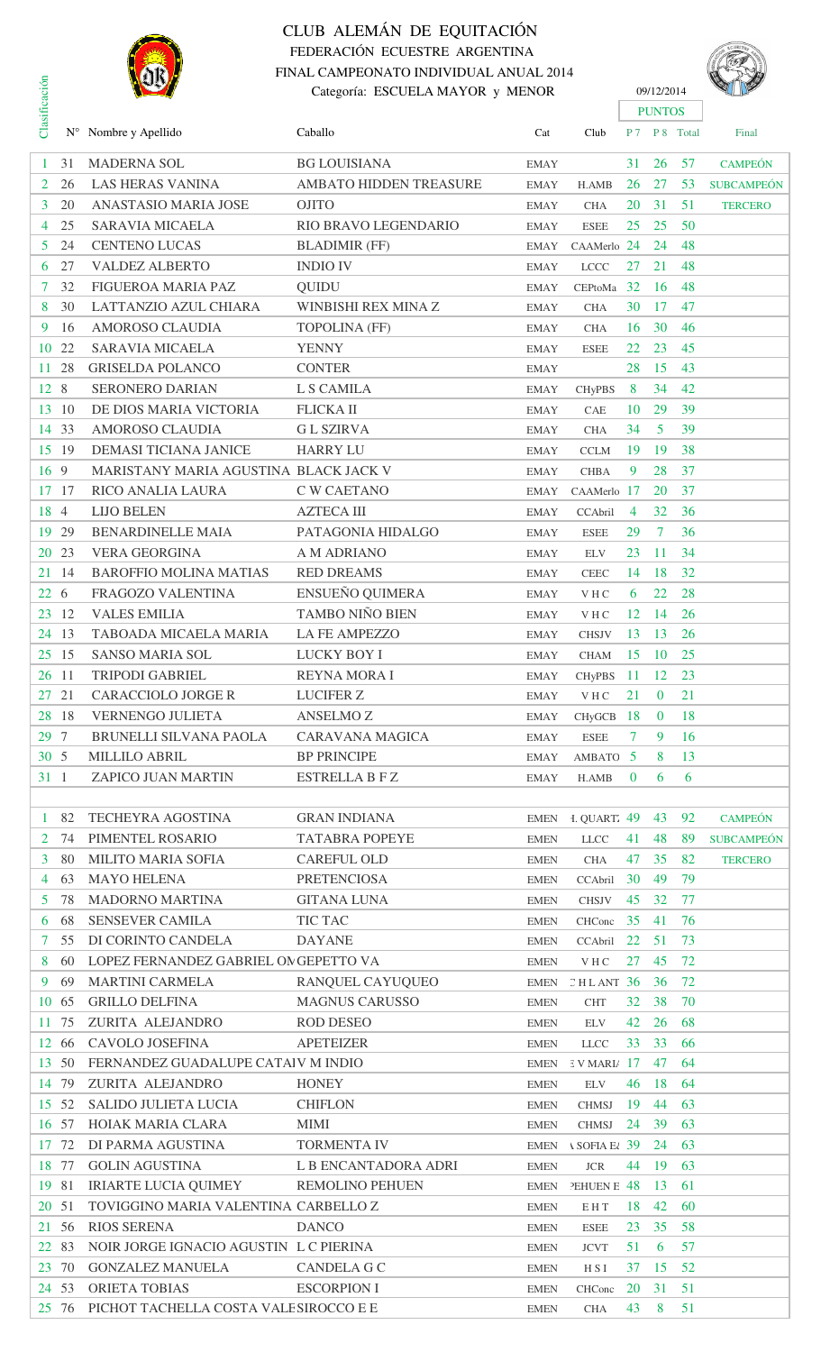# CLUB ALEMÁN DE EQUITACIÓN

## FEDERACIÓN ECUESTRE ARGENTINA

## FINAL CAMPEONATO INDIVIDUAL ANUAL 2014

Categoría: ESCUELA MAYOR y MENOR

09/12/2014

| Clasificación | N° | Nombre y Apellido | Caballo | Cat | Club | PUNTOS P 7 | P 8 | Total | Final |
|---|---|---|---|---|---|---|---|---|---|
| 1 | 31 | MADERNA SOL | BG LOUISIANA | EMAY | | 31 | 26 | 57 | CAMPEÓN |
| 2 | 26 | LAS HERAS VANINA | AMBATO HIDDEN TREASURE | EMAY | H.AMB | 26 | 27 | 53 | SUBCAMPEÓN |
| 3 | 20 | ANASTASIO MARIA JOSE | OJITO | EMAY | CHA | 20 | 31 | 51 | TERCERO |
| 4 | 25 | SARAVIA MICAELA | RIO BRAVO LEGENDARIO | EMAY | ESEE | 25 | 25 | 50 | |
| 5 | 24 | CENTENO LUCAS | BLADIMIR (FF) | EMAY | CAAMerlo | 24 | 24 | 48 | |
| 6 | 27 | VALDEZ ALBERTO | INDIO IV | EMAY | LCCC | 27 | 21 | 48 | |
| 7 | 32 | FIGUEROA MARIA PAZ | QUIDU | EMAY | CEPtoMa | 32 | 16 | 48 | |
| 8 | 30 | LATTANZIO AZUL CHIARA | WINBISHI REX MINA Z | EMAY | CHA | 30 | 17 | 47 | |
| 9 | 16 | AMOROSO CLAUDIA | TOPOLINA (FF) | EMAY | CHA | 16 | 30 | 46 | |
| 10 | 22 | SARAVIA MICAELA | YENNY | EMAY | ESEE | 22 | 23 | 45 | |
| 11 | 28 | GRISELDA POLANCO | CONTER | EMAY | | 28 | 15 | 43 | |
| 12 | 8 | SERONERO DARIAN | L S CAMILA | EMAY | CHyPBS | 8 | 34 | 42 | |
| 13 | 10 | DE DIOS MARIA VICTORIA | FLICKA II | EMAY | CAE | 10 | 29 | 39 | |
| 14 | 33 | AMOROSO CLAUDIA | G L SZIRVA | EMAY | CHA | 34 | 5 | 39 | |
| 15 | 19 | DEMASI TICIANA JANICE | HARRY LU | EMAY | CCLM | 19 | 19 | 38 | |
| 16 | 9 | MARISTANY MARIA AGUSTINA | BLACK JACK V | EMAY | CHBA | 9 | 28 | 37 | |
| 17 | 17 | RICO ANALIA LAURA | C W CAETANO | EMAY | CAAMerlo | 17 | 20 | 37 | |
| 18 | 4 | LIJO BELEN | AZTECA III | EMAY | CCAbril | 4 | 32 | 36 | |
| 19 | 29 | BENARDINELLE MAIA | PATAGONIA HIDALGO | EMAY | ESEE | 29 | 7 | 36 | |
| 20 | 23 | VERA GEORGINA | A M ADRIANO | EMAY | ELV | 23 | 11 | 34 | |
| 21 | 14 | BAROFFIO MOLINA MATIAS | RED DREAMS | EMAY | CEEC | 14 | 18 | 32 | |
| 22 | 6 | FRAGOZO VALENTINA | ENSUEÑO QUIMERA | EMAY | V H C | 6 | 22 | 28 | |
| 23 | 12 | VALES EMILIA | TAMBO NIÑO BIEN | EMAY | V H C | 12 | 14 | 26 | |
| 24 | 13 | TABOADA MICAELA MARIA | LA FE AMPEZZO | EMAY | CHSJV | 13 | 13 | 26 | |
| 25 | 15 | SANSO MARIA SOL | LUCKY BOY I | EMAY | CHAM | 15 | 10 | 25 | |
| 26 | 11 | TRIPODI GABRIEL | REYNA MORA I | EMAY | CHyPBS | 11 | 12 | 23 | |
| 27 | 21 | CARACCIOLO JORGE R | LUCIFER Z | EMAY | V H C | 21 | 0 | 21 | |
| 28 | 18 | VERNENGO JULIETA | ANSELMO Z | EMAY | CHyGCB | 18 | 0 | 18 | |
| 29 | 7 | BRUNELLI SILVANA PAOLA | CARAVANA MAGICA | EMAY | ESEE | 7 | 9 | 16 | |
| 30 | 5 | MILLILO ABRIL | BP PRINCIPE | EMAY | AMBATO | 5 | 8 | 13 | |
| 31 | 1 | ZAPICO JUAN MARTIN | ESTRELLA B F Z | EMAY | H.AMB | 0 | 6 | 6 | |
| | | | | | | | | | |
| 1 | 82 | TECHEYRA AGOSTINA | GRAN INDIANA | EMEN | I. QUART. | 49 | 43 | 92 | CAMPEÓN |
| 2 | 74 | PIMENTEL ROSARIO | TATABRA POPEYE | EMEN | LLCC | 41 | 48 | 89 | SUBCAMPEÓN |
| 3 | 80 | MILITO MARIA SOFIA | CAREFUL OLD | EMEN | CHA | 47 | 35 | 82 | TERCERO |
| 4 | 63 | MAYO HELENA | PRETENCIOSA | EMEN | CCAbril | 30 | 49 | 79 | |
| 5 | 78 | MADORNO MARTINA | GITANA LUNA | EMEN | CHSJV | 45 | 32 | 77 | |
| 6 | 68 | SENSEVER CAMILA | TIC TAC | EMEN | CHConc | 35 | 41 | 76 | |
| 7 | 55 | DI CORINTO CANDELA | DAYANE | EMEN | CCAbril | 22 | 51 | 73 | |
| 8 | 60 | LOPEZ FERNANDEZ GABRIEL ON | GEPETTO VA | EMEN | V H C | 27 | 45 | 72 | |
| 9 | 69 | MARTINI CARMELA | RANQUEL CAYUQUEO | EMEN | C H L ANT | 36 | 36 | 72 | |
| 10 | 65 | GRILLO DELFINA | MAGNUS CARUSSO | EMEN | CHT | 32 | 38 | 70 | |
| 11 | 75 | ZURITA ALEJANDRO | ROD DESEO | EMEN | ELV | 42 | 26 | 68 | |
| 12 | 66 | CAVOLO JOSEFINA | APETEIZER | EMEN | LLCC | 33 | 33 | 66 | |
| 13 | 50 | FERNANDEZ GUADALUPE CATAL | V M INDIO | EMEN | E V MARIA | 17 | 47 | 64 | |
| 14 | 79 | ZURITA ALEJANDRO | HONEY | EMEN | ELV | 46 | 18 | 64 | |
| 15 | 52 | SALIDO JULIETA LUCIA | CHIFLON | EMEN | CHMSJ | 19 | 44 | 63 | |
| 16 | 57 | HOIAK MARIA CLARA | MIMI | EMEN | CHMSJ | 24 | 39 | 63 | |
| 17 | 72 | DI PARMA AGUSTINA | TORMENTA IV | EMEN | A SOFIA EA | 39 | 24 | 63 | |
| 18 | 77 | GOLIN AGUSTINA | L B ENCANTADORA ADRI | EMEN | JCR | 44 | 19 | 63 | |
| 19 | 81 | IRIARTE LUCIA QUIMEY | REMOLINO PEHUEN | EMEN | PEHUEN E | 48 | 13 | 61 | |
| 20 | 51 | TOVIGGINO MARIA VALENTINA | CARBELLO Z | EMEN | E H T | 18 | 42 | 60 | |
| 21 | 56 | RIOS SERENA | DANCO | EMEN | ESEE | 23 | 35 | 58 | |
| 22 | 83 | NOIR JORGE IGNACIO AGUSTIN | L C PIERINA | EMEN | JCVT | 51 | 6 | 57 | |
| 23 | 70 | GONZALEZ MANUELA | CANDELA G C | EMEN | H S I | 37 | 15 | 52 | |
| 24 | 53 | ORIETA TOBIAS | ESCORPION I | EMEN | CHConc | 20 | 31 | 51 | |
| 25 | 76 | PICHOT TACHELLA COSTA VALE | SIROCCO E E | EMEN | CHA | 43 | 8 | 51 | |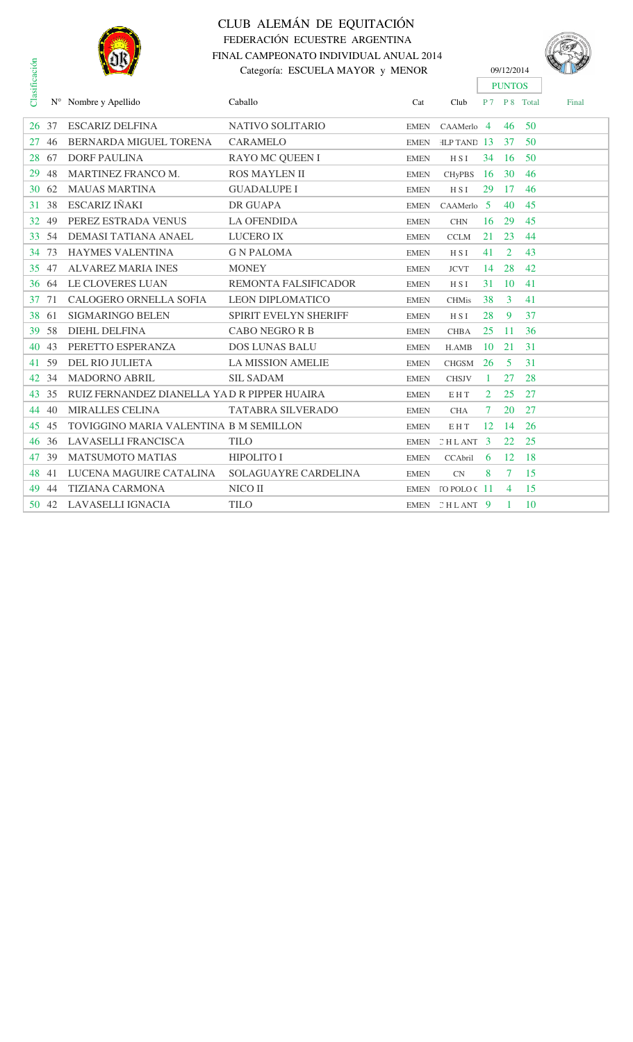# CLUB ALEMÁN DE EQUITACIÓN

FEDERACIÓN ECUESTRE ARGENTINA

FINAL CAMPEONATO INDIVIDUAL ANUAL 2014

Categoría: ESCUELA MAYOR y MENOR

09/12/2014

| Clasificación | N° | Nombre y Apellido | Caballo | Cat | Club | PUNTOS P 7 | P 8 | Total | Final |
|---|---|---|---|---|---|---|---|---|---|
| 26 | 37 | ESCARIZ DELFINA | NATIVO SOLITARIO | EMEN | CAAMerlo | 4 | 46 | 50 | |
| 27 | 46 | BERNARDA MIGUEL TORENA | CARAMELO | EMEN | HLP TAND | 13 | 37 | 50 | |
| 28 | 67 | DORF PAULINA | RAYO MC QUEEN I | EMEN | H S I | 34 | 16 | 50 | |
| 29 | 48 | MARTINEZ FRANCO M. | ROS MAYLEN II | EMEN | CHyPBS | 16 | 30 | 46 | |
| 30 | 62 | MAUAS MARTINA | GUADALUPE I | EMEN | H S I | 29 | 17 | 46 | |
| 31 | 38 | ESCARIZ IÑAKI | DR GUAPA | EMEN | CAAMerlo | 5 | 40 | 45 | |
| 32 | 49 | PEREZ ESTRADA VENUS | LA OFENDIDA | EMEN | CHN | 16 | 29 | 45 | |
| 33 | 54 | DEMASI TATIANA ANAEL | LUCERO IX | EMEN | CCLM | 21 | 23 | 44 | |
| 34 | 73 | HAYMES VALENTINA | G N PALOMA | EMEN | H S I | 41 | 2 | 43 | |
| 35 | 47 | ALVAREZ MARIA INES | MONEY | EMEN | JCVT | 14 | 28 | 42 | |
| 36 | 64 | LE CLOVERES LUAN | REMONTA FALSIFICADOR | EMEN | H S I | 31 | 10 | 41 | |
| 37 | 71 | CALOGERO ORNELLA SOFIA | LEON DIPLOMATICO | EMEN | CHMis | 38 | 3 | 41 | |
| 38 | 61 | SIGMARINGO BELEN | SPIRIT EVELYN SHERIFF | EMEN | H S I | 28 | 9 | 37 | |
| 39 | 58 | DIEHL DELFINA | CABO NEGRO R B | EMEN | CHBA | 25 | 11 | 36 | |
| 40 | 43 | PERETTO ESPERANZA | DOS LUNAS BALU | EMEN | H.AMB | 10 | 21 | 31 | |
| 41 | 59 | DEL RIO JULIETA | LA MISSION AMELIE | EMEN | CHGSM | 26 | 5 | 31 | |
| 42 | 34 | MADORNO ABRIL | SIL SADAM | EMEN | CHSJV | 1 | 27 | 28 | |
| 43 | 35 | RUIZ FERNANDEZ DIANELLA YA | D R PIPPER HUAIRA | EMEN | E H T | 2 | 25 | 27 | |
| 44 | 40 | MIRALLES CELINA | TATABRA SILVERADO | EMEN | CHA | 7 | 20 | 27 | |
| 45 | 45 | TOVIGGINO MARIA VALENTINA | B M SEMILLON | EMEN | E H T | 12 | 14 | 26 | |
| 46 | 36 | LAVASELLI FRANCISCA | TILO | EMEN | C H L ANT | 3 | 22 | 25 | |
| 47 | 39 | MATSUMOTO MATIAS | HIPOLITO I | EMEN | CCAbril | 6 | 12 | 18 | |
| 48 | 41 | LUCENA MAGUIRE CATALINA | SOLAGUAYRE CARDELINA | EMEN | CN | 8 | 7 | 15 | |
| 49 | 44 | TIZIANA CARMONA | NICO II | EMEN | TO POLO C | 11 | 4 | 15 | |
| 50 | 42 | LAVASELLI IGNACIA | TILO | EMEN | C H L ANT | 9 | 1 | 10 | |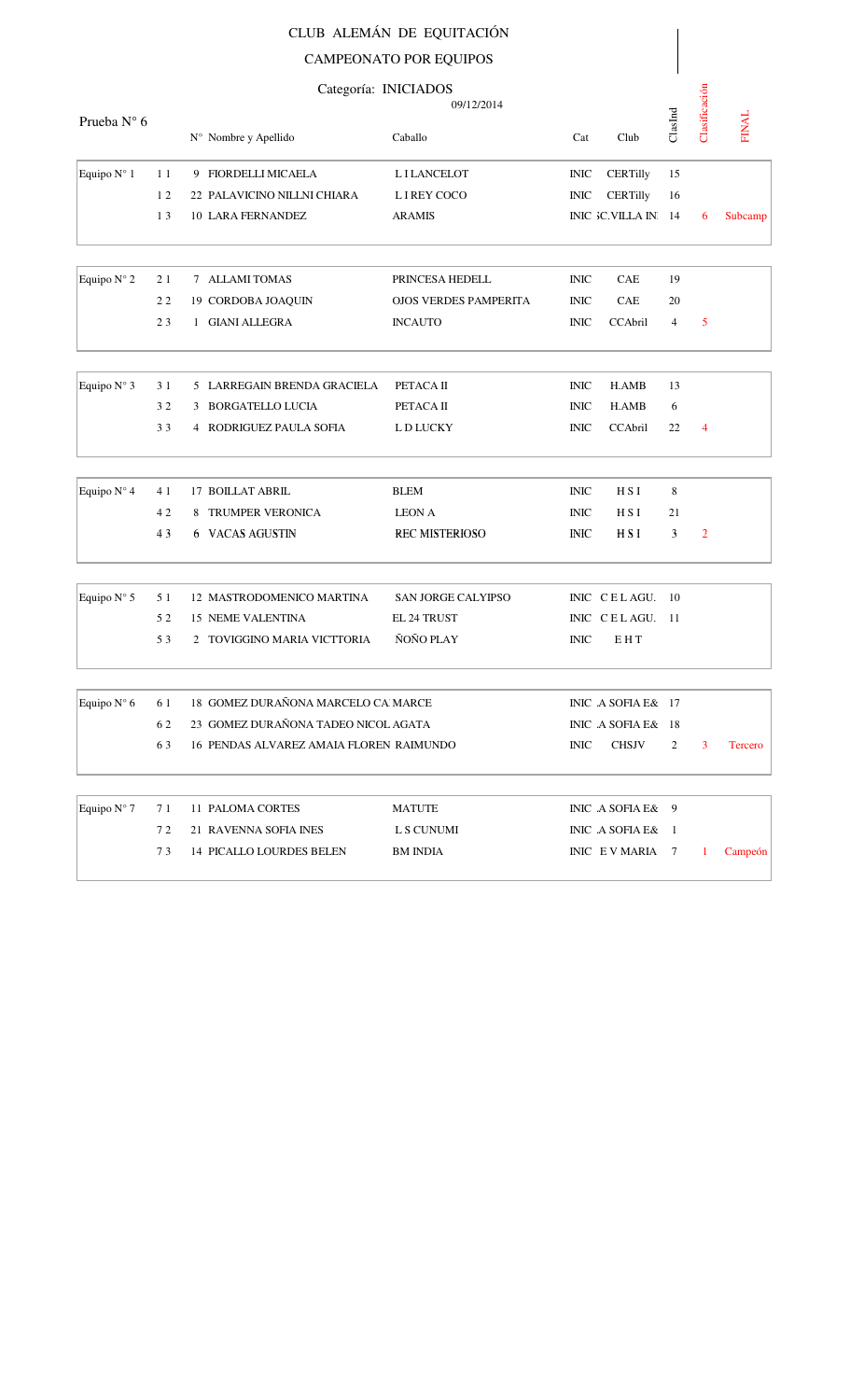# CLUB ALEMÁN DE EQUITACIÓN

## CAMPEONATO POR EQUIPOS

### Categoría: INICIADOS

09/12/2014

Prueba N° 6

| | | N° Nombre y Apellido | Caballo | Cat | Club | ClasInd | Clasificación | FINAL |
|---|---|---|---|---|---|---|---|---|
| Equipo N° 1 | 1 1 | 9 FIORDELLI MICAELA | L I LANCELOT | INIC | CERTilly | 15 | | |
| | 1 2 | 22 PALAVICINO NILLNI CHIARA | L I REY COCO | INIC | CERTilly | 16 | | |
| | 1 3 | 10 LARA FERNANDEZ | ARAMIS | INIC | ;C.VILLA IN | 14 | 6 | Subcamp |
| Equipo N° 2 | 2 1 | 7 ALLAMI TOMAS | PRINCESA HEDELL | INIC | CAE | 19 | | |
| | 2 2 | 19 CORDOBA JOAQUIN | OJOS VERDES PAMPERITA | INIC | CAE | 20 | | |
| | 2 3 | 1 GIANI ALLEGRA | INCAUTO | INIC | CCAbril | 4 | 5 | |
| Equipo N° 3 | 3 1 | 5 LARREGAIN BRENDA GRACIELA | PETACA II | INIC | H.AMB | 13 | | |
| | 3 2 | 3 BORGATELLO LUCIA | PETACA II | INIC | H.AMB | 6 | | |
| | 3 3 | 4 RODRIGUEZ PAULA SOFIA | L D LUCKY | INIC | CCAbril | 22 | 4 | |
| Equipo N° 4 | 4 1 | 17 BOILLAT ABRIL | BLEM | INIC | H S I | 8 | | |
| | 4 2 | 8 TRUMPER VERONICA | LEON A | INIC | H S I | 21 | | |
| | 4 3 | 6 VACAS AGUSTIN | REC MISTERIOSO | INIC | H S I | 3 | 2 | |
| Equipo N° 5 | 5 1 | 12 MASTRODOMENICO MARTINA | SAN JORGE CALYIPSO | INIC | C E L AGU. | 10 | | |
| | 5 2 | 15 NEME VALENTINA | EL 24 TRUST | INIC | C E L AGU. | 11 | | |
| | 5 3 | 2 TOVIGGINO MARIA VICTTORIA | ÑOÑO PLAY | INIC | E H T | | | |
| Equipo N° 6 | 6 1 | 18 GOMEZ DURAÑONA MARCELO CA | MARCE | INIC | .A SOFIA E& | 17 | | |
| | 6 2 | 23 GOMEZ DURAÑONA TADEO NICOL | AGATA | INIC | .A SOFIA E& | 18 | | |
| | 6 3 | 16 PENDAS ALVAREZ AMAIA FLOREN | RAIMUNDO | INIC | CHSJV | 2 | 3 | Tercero |
| Equipo N° 7 | 7 1 | 11 PALOMA CORTES | MATUTE | INIC | .A SOFIA E& | 9 | | |
| | 7 2 | 21 RAVENNA SOFIA INES | L S CUNUMI | INIC | .A SOFIA E& | 1 | | |
| | 7 3 | 14 PICALLO LOURDES BELEN | BM INDIA | INIC | E V MARIA | 7 | 1 | Campeón |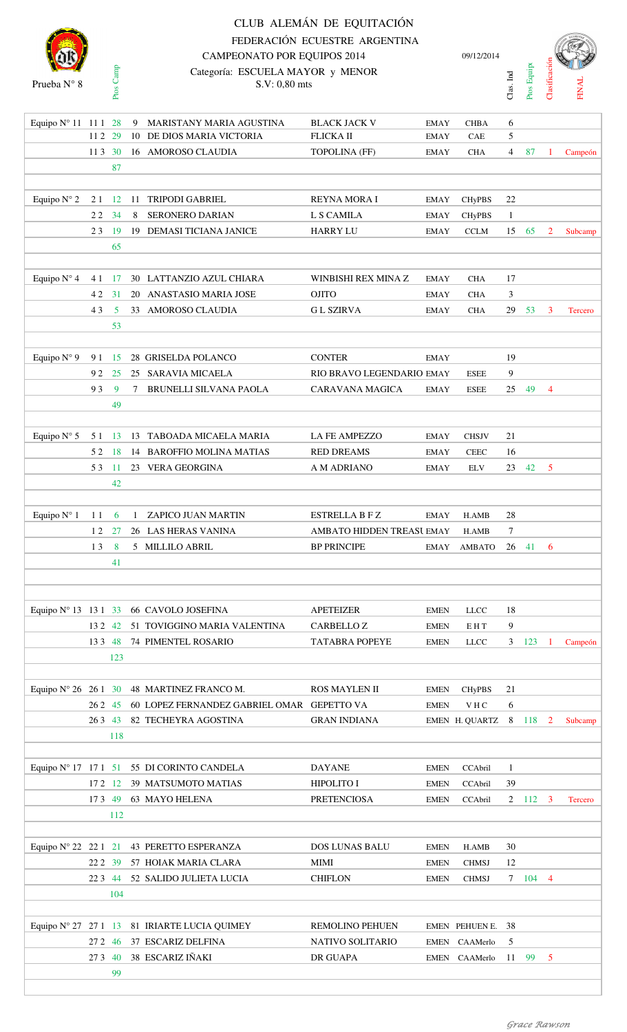# CLUB ALEMÁN DE EQUITACIÓN

## FEDERACIÓN ECUESTRE ARGENTINA

CAMPEONATO POR EQUIPOS 2014 — 09/12/2014

Categoría: ESCUELA MAYOR y MENOR

S.V: 0,80 mts

Prueba N° 8

| Equipo | | Pos Camp | | Jinete | Caballo | Cat. | Club | Clas. Ind | Pos Equipo | Clasificación | FINAL |
|---|---|---|---|---|---|---|---|---|---|---|---|
| Equipo N° 11 | 11 1 | 28 | 9 | MARISTANY MARIA AGUSTINA | BLACK JACK V | EMAY | CHBA | 6 | | | |
| | 11 2 | 29 | 10 | DE DIOS MARIA VICTORIA | FLICKA II | EMAY | CAE | 5 | | | |
| | 11 3 | 30 | 16 | AMOROSO CLAUDIA | TOPOLINA (FF) | EMAY | CHA | 4 | 87 | 1 | Campeón |
| | | 87 | | | | | | | | | |
| Equipo N° 2 | 2 1 | 12 | 11 | TRIPODI GABRIEL | REYNA MORA I | EMAY | CHyPBS | 22 | | | |
| | 2 2 | 34 | 8 | SERONERO DARIAN | L S CAMILA | EMAY | CHyPBS | 1 | | | |
| | 2 3 | 19 | 19 | DEMASI TICIANA JANICE | HARRY LU | EMAY | CCLM | 15 | 65 | 2 | Subcamp |
| | | 65 | | | | | | | | | |
| Equipo N° 4 | 4 1 | 17 | 30 | LATTANZIO AZUL CHIARA | WINBISHI REX MINA Z | EMAY | CHA | 17 | | | |
| | 4 2 | 31 | 20 | ANASTASIO MARIA JOSE | OJITO | EMAY | CHA | 3 | | | |
| | 4 3 | 5 | 33 | AMOROSO CLAUDIA | G L SZIRVA | EMAY | CHA | 29 | 53 | 3 | Tercero |
| | | 53 | | | | | | | | | |
| Equipo N° 9 | 9 1 | 15 | 28 | GRISELDA POLANCO | CONTER | EMAY | | 19 | | | |
| | 9 2 | 25 | 25 | SARAVIA MICAELA | RIO BRAVO LEGENDARIO | EMAY | ESEE | 9 | | | |
| | 9 3 | 9 | 7 | BRUNELLI SILVANA PAOLA | CARAVANA MAGICA | EMAY | ESEE | 25 | 49 | 4 | |
| | | 49 | | | | | | | | | |
| Equipo N° 5 | 5 1 | 13 | 13 | TABOADA MICAELA MARIA | LA FE AMPEZZO | EMAY | CHSJV | 21 | | | |
| | 5 2 | 18 | 14 | BAROFFIO MOLINA MATIAS | RED DREAMS | EMAY | CEEC | 16 | | | |
| | 5 3 | 11 | 23 | VERA GEORGINA | A M ADRIANO | EMAY | ELV | 23 | 42 | 5 | |
| | | 42 | | | | | | | | | |
| Equipo N° 1 | 1 1 | 6 | 1 | ZAPICO JUAN MARTIN | ESTRELLA B F Z | EMAY | H.AMB | 28 | | | |
| | 1 2 | 27 | 26 | LAS HERAS VANINA | AMBATO HIDDEN TREASU | EMAY | H.AMB | 7 | | | |
| | 1 3 | 8 | 5 | MILLILO ABRIL | BP PRINCIPE | EMAY | AMBATO | 26 | 41 | 6 | |
| | | 41 | | | | | | | | | |
| Equipo N° 13 | 13 1 | 33 | 66 | CAVOLO JOSEFINA | APETEIZER | EMEN | LLCC | 18 | | | |
| | 13 2 | 42 | 51 | TOVIGGINO MARIA VALENTINA | CARBELLO Z | EMEN | E H T | 9 | | | |
| | 13 3 | 48 | 74 | PIMENTEL ROSARIO | TATABRA POPEYE | EMEN | LLCC | 3 | 123 | 1 | Campeón |
| | | 123 | | | | | | | | | |
| Equipo N° 26 | 26 1 | 30 | 48 | MARTINEZ FRANCO M. | ROS MAYLEN II | EMEN | CHyPBS | 21 | | | |
| | 26 2 | 45 | 60 | LOPEZ FERNANDEZ GABRIEL OMAR | GEPETTO VA | EMEN | V H C | 6 | | | |
| | 26 3 | 43 | 82 | TECHEYRA AGOSTINA | GRAN INDIANA | EMEN | H. QUARTZ | 8 | 118 | 2 | Subcamp |
| | | 118 | | | | | | | | | |
| Equipo N° 17 | 17 1 | 51 | 55 | DI CORINTO CANDELA | DAYANE | EMEN | CCAbril | 1 | | | |
| | 17 2 | 12 | 39 | MATSUMOTO MATIAS | HIPOLITO I | EMEN | CCAbril | 39 | | | |
| | 17 3 | 49 | 63 | MAYO HELENA | PRETENCIOSA | EMEN | CCAbril | 2 | 112 | 3 | Tercero |
| | | 112 | | | | | | | | | |
| Equipo N° 22 | 22 1 | 21 | 43 | PERETTO ESPERANZA | DOS LUNAS BALU | EMEN | H.AMB | 30 | | | |
| | 22 2 | 39 | 57 | HOIAK MARIA CLARA | MIMI | EMEN | CHMSJ | 12 | | | |
| | 22 3 | 44 | 52 | SALIDO JULIETA LUCIA | CHIFLON | EMEN | CHMSJ | 7 | 104 | 4 | |
| | | 104 | | | | | | | | | |
| Equipo N° 27 | 27 1 | 13 | 81 | IRIARTE LUCIA QUIMEY | REMOLINO PEHUEN | EMEN | PEHUEN E. | 38 | | | |
| | 27 2 | 46 | 37 | ESCARIZ DELFINA | NATIVO SOLITARIO | EMEN | CAAMerlo | 5 | | | |
| | 27 3 | 40 | 38 | ESCARIZ IÑAKI | DR GUAPA | EMEN | CAAMerlo | 11 | 99 | 5 | |
| | | 99 | | | | | | | | | |

*Grace Rawson*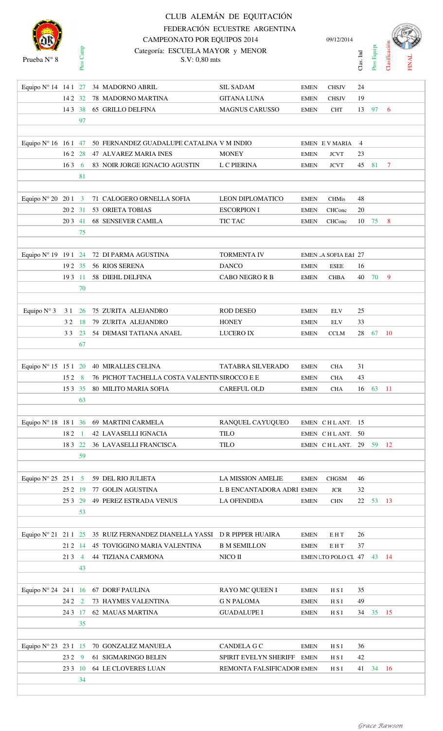# CLUB ALEMÁN DE EQUITACIÓN

FEDERACIÓN ECUESTRE ARGENTINA

CAMPEONATO POR EQUIPOS 2014

09/12/2014

Categoría: ESCUELA MAYOR y MENOR

S.V: 0,80 mts

Prueba N° 8

| | | Pos Camp | | | | | Clas. Ind | Pos Equipo | Clasificación | FINAL |
|---|---|---|---|---|---|---|---|---|---|---|
| Equipo N° 14 | 14 1 | 27 | 34 MADORNO ABRIL | SIL SADAM | EMEN | CHSJV | 24 | | | |
| | 14 2 | 32 | 78 MADORNO MARTINA | GITANA LUNA | EMEN | CHSJV | 19 | | | |
| | 14 3 | 38 | 65 GRILLO DELFINA | MAGNUS CARUSSO | EMEN | CHT | 13 | 97 | 6 | |
| | | 97 | | | | | | | | |
| Equipo N° 16 | 16 1 | 47 | 50 FERNANDEZ GUADALUPE CATALINA | V M INDIO | EMEN | E V MARIA | 4 | | | |
| | 16 2 | 28 | 47 ALVAREZ MARIA INES | MONEY | EMEN | JCVT | 23 | | | |
| | 16 3 | 6 | 83 NOIR JORGE IGNACIO AGUSTIN | L C PIERINA | EMEN | JCVT | 45 | 81 | 7 | |
| | | 81 | | | | | | | | |
| Equipo N° 20 | 20 1 | 3 | 71 CALOGERO ORNELLA SOFIA | LEON DIPLOMATICO | EMEN | CHMis | 48 | | | |
| | 20 2 | 31 | 53 ORIETA TOBIAS | ESCORPION I | EMEN | CHConc | 20 | | | |
| | 20 3 | 41 | 68 SENSEVER CAMILA | TIC TAC | EMEN | CHConc | 10 | 75 | 8 | |
| | | 75 | | | | | | | | |
| Equipo N° 19 | 19 1 | 24 | 72 DI PARMA AGUSTINA | TORMENTA IV | EMEN | .A SOFIA E&I | 27 | | | |
| | 19 2 | 35 | 56 RIOS SERENA | DANCO | EMEN | ESEE | 16 | | | |
| | 19 3 | 11 | 58 DIEHL DELFINA | CABO NEGRO R B | EMEN | CHBA | 40 | 70 | 9 | |
| | | 70 | | | | | | | | |
| Equipo N° 3 | 3 1 | 26 | 75 ZURITA ALEJANDRO | ROD DESEO | EMEN | ELV | 25 | | | |
| | 3 2 | 18 | 79 ZURITA ALEJANDRO | HONEY | EMEN | ELV | 33 | | | |
| | 3 3 | 23 | 54 DEMASI TATIANA ANAEL | LUCERO IX | EMEN | CCLM | 28 | 67 | 10 | |
| | | 67 | | | | | | | | |
| Equipo N° 15 | 15 1 | 20 | 40 MIRALLES CELINA | TATABRA SILVERADO | EMEN | CHA | 31 | | | |
| | 15 2 | 8 | 76 PICHOT TACHELLA COSTA VALENTIN | SIROCCO E E | EMEN | CHA | 43 | | | |
| | 15 3 | 35 | 80 MILITO MARIA SOFIA | CAREFUL OLD | EMEN | CHA | 16 | 63 | 11 | |
| | | 63 | | | | | | | | |
| Equipo N° 18 | 18 1 | 36 | 69 MARTINI CARMELA | RANQUEL CAYUQUEO | EMEN | C H L ANT. | 15 | | | |
| | 18 2 | 1 | 42 LAVASELLI IGNACIA | TILO | EMEN | C H L ANT. | 50 | | | |
| | 18 3 | 22 | 36 LAVASELLI FRANCISCA | TILO | EMEN | C H L ANT. | 29 | 59 | 12 | |
| | | 59 | | | | | | | | |
| Equipo N° 25 | 25 1 | 5 | 59 DEL RIO JULIETA | LA MISSION AMELIE | EMEN | CHGSM | 46 | | | |
| | 25 2 | 19 | 77 GOLIN AGUSTINA | L B ENCANTADORA ADRI | EMEN | JCR | 32 | | | |
| | 25 3 | 29 | 49 PEREZ ESTRADA VENUS | LA OFENDIDA | EMEN | CHN | 22 | 53 | 13 | |
| | | 53 | | | | | | | | |
| Equipo N° 21 | 21 1 | 25 | 35 RUIZ FERNANDEZ DIANELLA YASSI | D R PIPPER HUAIRA | EMEN | E H T | 26 | | | |
| | 21 2 | 14 | 45 TOVIGGINO MARIA VALENTINA | B M SEMILLON | EMEN | E H T | 37 | | | |
| | 21 3 | 4 | 44 TIZIANA CARMONA | NICO II | EMEN | LTO POLO CL | 47 | 43 | 14 | |
| | | 43 | | | | | | | | |
| Equipo N° 24 | 24 1 | 16 | 67 DORF PAULINA | RAYO MC QUEEN I | EMEN | H S I | 35 | | | |
| | 24 2 | 2 | 73 HAYMES VALENTINA | G N PALOMA | EMEN | H S I | 49 | | | |
| | 24 3 | 17 | 62 MAUAS MARTINA | GUADALUPE I | EMEN | H S I | 34 | 35 | 15 | |
| | | 35 | | | | | | | | |
| Equipo N° 23 | 23 1 | 15 | 70 GONZALEZ MANUELA | CANDELA G C | EMEN | H S I | 36 | | | |
| | 23 2 | 9 | 61 SIGMARINGO BELEN | SPIRIT EVELYN SHERIFF | EMEN | H S I | 42 | | | |
| | 23 3 | 10 | 64 LE CLOVERES LUAN | REMONTA FALSIFICADOR | EMEN | H S I | 41 | 34 | 16 | |
| | | 34 | | | | | | | | |

Grace Rawson